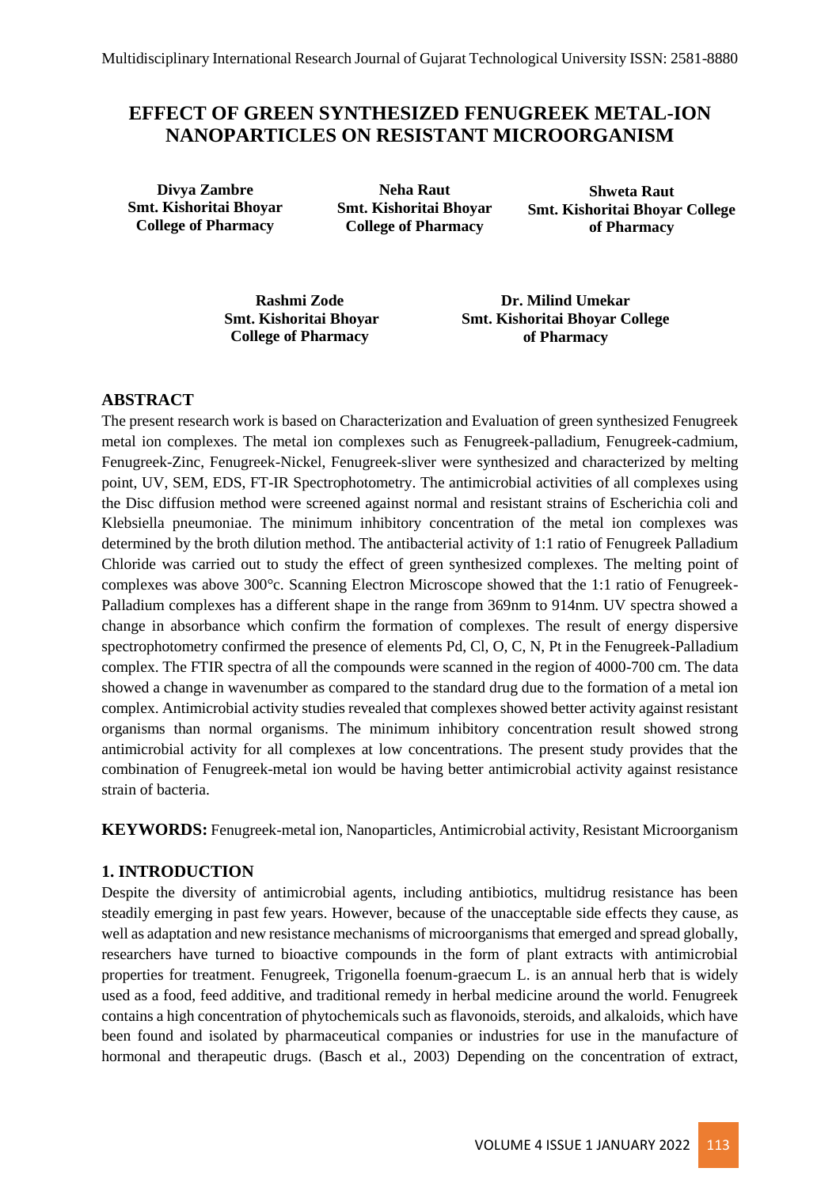# EFFECT OF GREEN SYNTHESIZED FENUGREEK METAL-ION NANOPARTICLES ON RESISTANT MICROORGANISM

**Divya Zambre**
**Smt. Kishoritai Bhoyar College of Pharmacy**

**Neha Raut**
**Smt. Kishoritai Bhoyar College of Pharmacy**

**Shweta Raut**
**Smt. Kishoritai Bhoyar College of Pharmacy**

**Rashmi Zode**
**Smt. Kishoritai Bhoyar College of Pharmacy**

**Dr. Milind Umekar**
**Smt. Kishoritai Bhoyar College of Pharmacy**

## ABSTRACT

The present research work is based on Characterization and Evaluation of green synthesized Fenugreek metal ion complexes. The metal ion complexes such as Fenugreek-palladium, Fenugreek-cadmium, Fenugreek-Zinc, Fenugreek-Nickel, Fenugreek-sliver were synthesized and characterized by melting point, UV, SEM, EDS, FT-IR Spectrophotometry. The antimicrobial activities of all complexes using the Disc diffusion method were screened against normal and resistant strains of Escherichia coli and Klebsiella pneumoniae. The minimum inhibitory concentration of the metal ion complexes was determined by the broth dilution method. The antibacterial activity of 1:1 ratio of Fenugreek Palladium Chloride was carried out to study the effect of green synthesized complexes. The melting point of complexes was above 300°c. Scanning Electron Microscope showed that the 1:1 ratio of Fenugreek-Palladium complexes has a different shape in the range from 369nm to 914nm. UV spectra showed a change in absorbance which confirm the formation of complexes. The result of energy dispersive spectrophotometry confirmed the presence of elements Pd, Cl, O, C, N, Pt in the Fenugreek-Palladium complex. The FTIR spectra of all the compounds were scanned in the region of 4000-700 cm. The data showed a change in wavenumber as compared to the standard drug due to the formation of a metal ion complex. Antimicrobial activity studies revealed that complexes showed better activity against resistant organisms than normal organisms. The minimum inhibitory concentration result showed strong antimicrobial activity for all complexes at low concentrations. The present study provides that the combination of Fenugreek-metal ion would be having better antimicrobial activity against resistance strain of bacteria.

**KEYWORDS:** Fenugreek-metal ion, Nanoparticles, Antimicrobial activity, Resistant Microorganism

## 1. INTRODUCTION

Despite the diversity of antimicrobial agents, including antibiotics, multidrug resistance has been steadily emerging in past few years. However, because of the unacceptable side effects they cause, as well as adaptation and new resistance mechanisms of microorganisms that emerged and spread globally, researchers have turned to bioactive compounds in the form of plant extracts with antimicrobial properties for treatment. Fenugreek, Trigonella foenum-graecum L. is an annual herb that is widely used as a food, feed additive, and traditional remedy in herbal medicine around the world. Fenugreek contains a high concentration of phytochemicals such as flavonoids, steroids, and alkaloids, which have been found and isolated by pharmaceutical companies or industries for use in the manufacture of hormonal and therapeutic drugs. (Basch et al., 2003) Depending on the concentration of extract,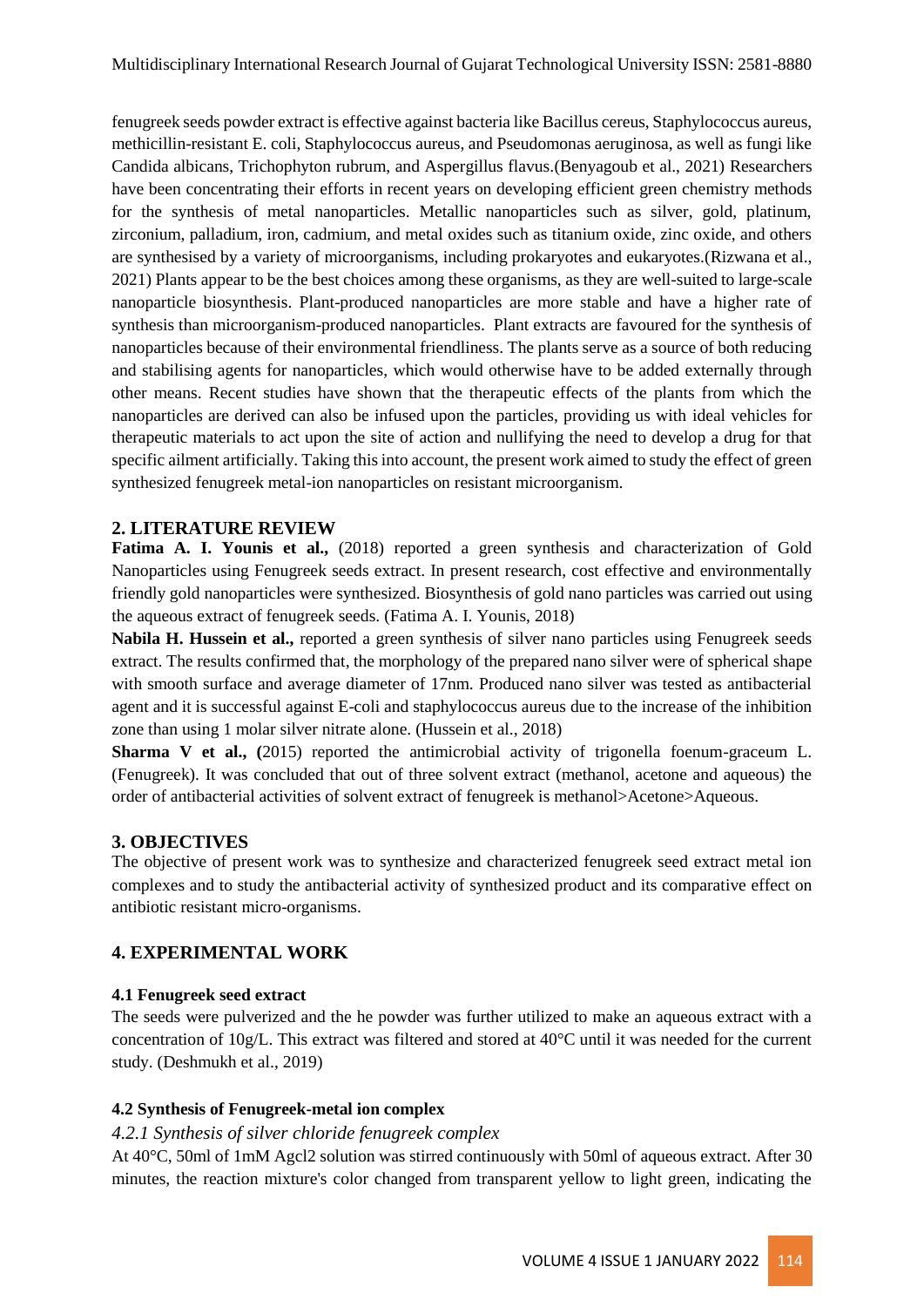fenugreek seeds powder extract is effective against bacteria like Bacillus cereus, Staphylococcus aureus, methicillin-resistant E. coli, Staphylococcus aureus, and Pseudomonas aeruginosa, as well as fungi like Candida albicans, Trichophyton rubrum, and Aspergillus flavus.(Benyagoub et al., 2021) Researchers have been concentrating their efforts in recent years on developing efficient green chemistry methods for the synthesis of metal nanoparticles. Metallic nanoparticles such as silver, gold, platinum, zirconium, palladium, iron, cadmium, and metal oxides such as titanium oxide, zinc oxide, and others are synthesised by a variety of microorganisms, including prokaryotes and eukaryotes.(Rizwana et al., 2021) Plants appear to be the best choices among these organisms, as they are well-suited to large-scale nanoparticle biosynthesis. Plant-produced nanoparticles are more stable and have a higher rate of synthesis than microorganism-produced nanoparticles. Plant extracts are favoured for the synthesis of nanoparticles because of their environmental friendliness. The plants serve as a source of both reducing and stabilising agents for nanoparticles, which would otherwise have to be added externally through other means. Recent studies have shown that the therapeutic effects of the plants from which the nanoparticles are derived can also be infused upon the particles, providing us with ideal vehicles for therapeutic materials to act upon the site of action and nullifying the need to develop a drug for that specific ailment artificially. Taking this into account, the present work aimed to study the effect of green synthesized fenugreek metal-ion nanoparticles on resistant microorganism.

## 2. LITERATURE REVIEW

**Fatima A. I. Younis et al.,** (2018) reported a green synthesis and characterization of Gold Nanoparticles using Fenugreek seeds extract. In present research, cost effective and environmentally friendly gold nanoparticles were synthesized. Biosynthesis of gold nano particles was carried out using the aqueous extract of fenugreek seeds. (Fatima A. I. Younis, 2018)

**Nabila H. Hussein et al.,** reported a green synthesis of silver nano particles using Fenugreek seeds extract. The results confirmed that, the morphology of the prepared nano silver were of spherical shape with smooth surface and average diameter of 17nm. Produced nano silver was tested as antibacterial agent and it is successful against E-coli and staphylococcus aureus due to the increase of the inhibition zone than using 1 molar silver nitrate alone. (Hussein et al., 2018)

**Sharma V et al., (**2015) reported the antimicrobial activity of trigonella foenum-graceum L. (Fenugreek). It was concluded that out of three solvent extract (methanol, acetone and aqueous) the order of antibacterial activities of solvent extract of fenugreek is methanol>Acetone>Aqueous.

## 3. OBJECTIVES

The objective of present work was to synthesize and characterized fenugreek seed extract metal ion complexes and to study the antibacterial activity of synthesized product and its comparative effect on antibiotic resistant micro-organisms.

## 4. EXPERIMENTAL WORK

### 4.1 Fenugreek seed extract

The seeds were pulverized and the he powder was further utilized to make an aqueous extract with a concentration of 10g/L. This extract was filtered and stored at 40°C until it was needed for the current study. (Deshmukh et al., 2019)

### 4.2 Synthesis of Fenugreek-metal ion complex

#### *4.2.1 Synthesis of silver chloride fenugreek complex*

At 40°C, 50ml of 1mM Agcl2 solution was stirred continuously with 50ml of aqueous extract. After 30 minutes, the reaction mixture's color changed from transparent yellow to light green, indicating the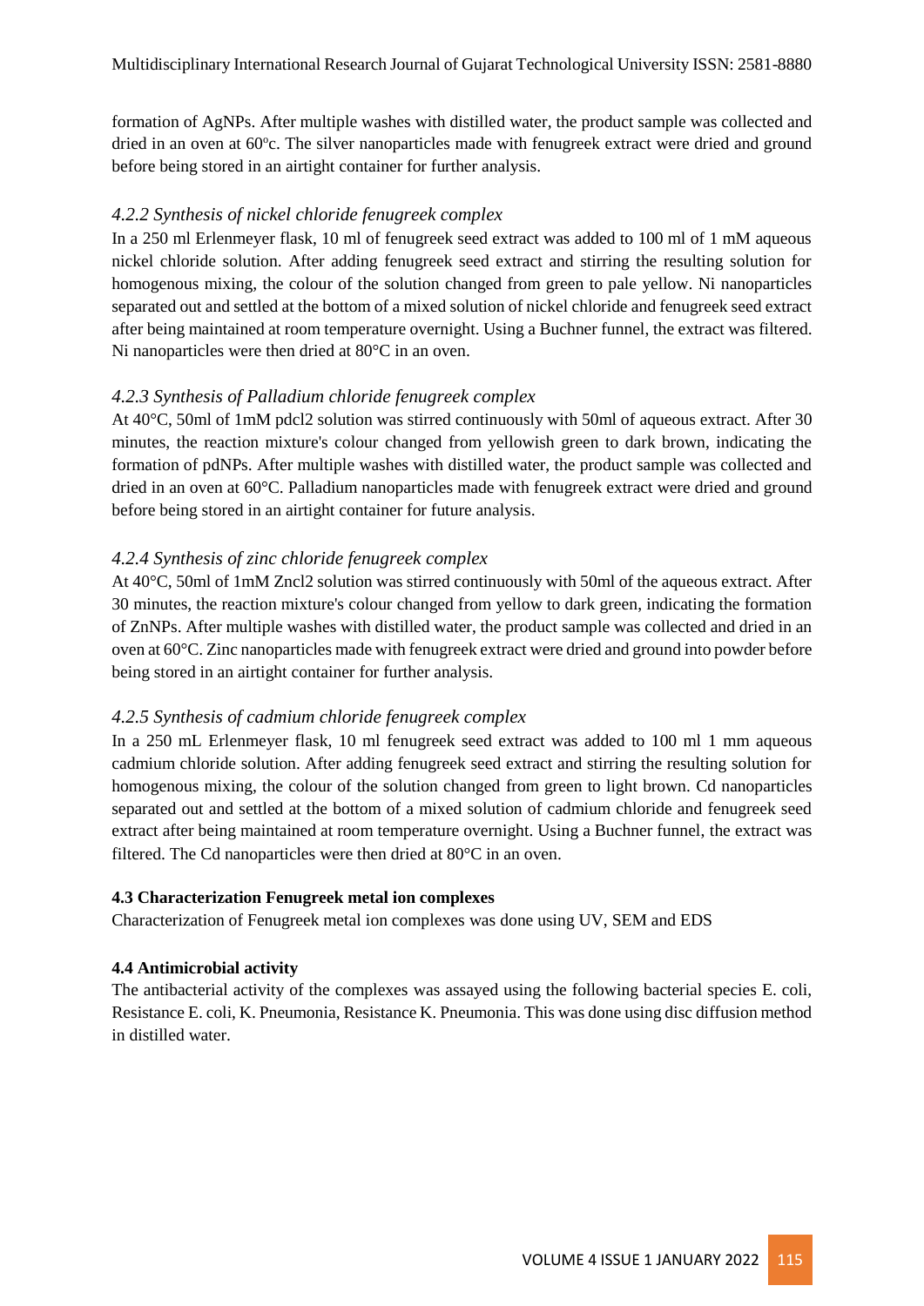formation of AgNPs. After multiple washes with distilled water, the product sample was collected and dried in an oven at 60°c. The silver nanoparticles made with fenugreek extract were dried and ground before being stored in an airtight container for further analysis.

### *4.2.2 Synthesis of nickel chloride fenugreek complex*

In a 250 ml Erlenmeyer flask, 10 ml of fenugreek seed extract was added to 100 ml of 1 mM aqueous nickel chloride solution. After adding fenugreek seed extract and stirring the resulting solution for homogenous mixing, the colour of the solution changed from green to pale yellow. Ni nanoparticles separated out and settled at the bottom of a mixed solution of nickel chloride and fenugreek seed extract after being maintained at room temperature overnight. Using a Buchner funnel, the extract was filtered. Ni nanoparticles were then dried at 80°C in an oven.

### *4.2.3 Synthesis of Palladium chloride fenugreek complex*

At 40°C, 50ml of 1mM pdcl2 solution was stirred continuously with 50ml of aqueous extract. After 30 minutes, the reaction mixture's colour changed from yellowish green to dark brown, indicating the formation of pdNPs. After multiple washes with distilled water, the product sample was collected and dried in an oven at 60°C. Palladium nanoparticles made with fenugreek extract were dried and ground before being stored in an airtight container for future analysis.

### *4.2.4 Synthesis of zinc chloride fenugreek complex*

At 40°C, 50ml of 1mM Zncl2 solution was stirred continuously with 50ml of the aqueous extract. After 30 minutes, the reaction mixture's colour changed from yellow to dark green, indicating the formation of ZnNPs. After multiple washes with distilled water, the product sample was collected and dried in an oven at 60°C. Zinc nanoparticles made with fenugreek extract were dried and ground into powder before being stored in an airtight container for further analysis.

### *4.2.5 Synthesis of cadmium chloride fenugreek complex*

In a 250 mL Erlenmeyer flask, 10 ml fenugreek seed extract was added to 100 ml 1 mm aqueous cadmium chloride solution. After adding fenugreek seed extract and stirring the resulting solution for homogenous mixing, the colour of the solution changed from green to light brown. Cd nanoparticles separated out and settled at the bottom of a mixed solution of cadmium chloride and fenugreek seed extract after being maintained at room temperature overnight. Using a Buchner funnel, the extract was filtered. The Cd nanoparticles were then dried at 80°C in an oven.

## **4.3 Characterization Fenugreek metal ion complexes**

Characterization of Fenugreek metal ion complexes was done using UV, SEM and EDS

## **4.4 Antimicrobial activity**

The antibacterial activity of the complexes was assayed using the following bacterial species E. coli, Resistance E. coli, K. Pneumonia, Resistance K. Pneumonia. This was done using disc diffusion method in distilled water.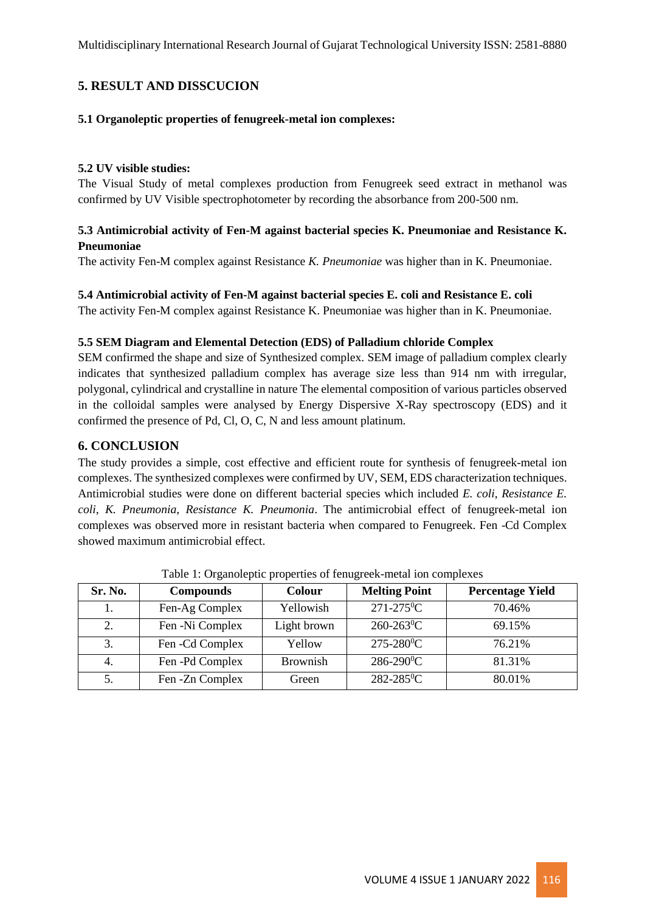## 5. RESULT AND DISSCUCION

### 5.1 Organoleptic properties of fenugreek-metal ion complexes:

### 5.2 UV visible studies:

The Visual Study of metal complexes production from Fenugreek seed extract in methanol was confirmed by UV Visible spectrophotometer by recording the absorbance from 200-500 nm.

### 5.3 Antimicrobial activity of Fen-M against bacterial species K. Pneumoniae and Resistance K. Pneumoniae

The activity Fen-M complex against Resistance *K. Pneumoniae* was higher than in K. Pneumoniae.

### 5.4 Antimicrobial activity of Fen-M against bacterial species E. coli and Resistance E. coli

The activity Fen-M complex against Resistance K. Pneumoniae was higher than in K. Pneumoniae.

### 5.5 SEM Diagram and Elemental Detection (EDS) of Palladium chloride Complex

SEM confirmed the shape and size of Synthesized complex. SEM image of palladium complex clearly indicates that synthesized palladium complex has average size less than 914 nm with irregular, polygonal, cylindrical and crystalline in nature The elemental composition of various particles observed in the colloidal samples were analysed by Energy Dispersive X-Ray spectroscopy (EDS) and it confirmed the presence of Pd, Cl, O, C, N and less amount platinum.

## 6. CONCLUSION

The study provides a simple, cost effective and efficient route for synthesis of fenugreek-metal ion complexes. The synthesized complexes were confirmed by UV, SEM, EDS characterization techniques. Antimicrobial studies were done on different bacterial species which included *E. coli*, *Resistance E. coli*, *K. Pneumonia*, *Resistance K. Pneumonia*. The antimicrobial effect of fenugreek-metal ion complexes was observed more in resistant bacteria when compared to Fenugreek. Fen -Cd Complex showed maximum antimicrobial effect.

Table 1: Organoleptic properties of fenugreek-metal ion complexes

| Sr. No. | Compounds | Colour | Melting Point | Percentage Yield |
|---|---|---|---|---|
| 1. | Fen-Ag Complex | Yellowish | 271-275$^0$C | 70.46% |
| 2. | Fen -Ni Complex | Light brown | 260-263$^0$C | 69.15% |
| 3. | Fen -Cd Complex | Yellow | 275-280$^0$C | 76.21% |
| 4. | Fen -Pd Complex | Brownish | 286-290$^0$C | 81.31% |
| 5. | Fen -Zn Complex | Green | 282-285$^0$C | 80.01% |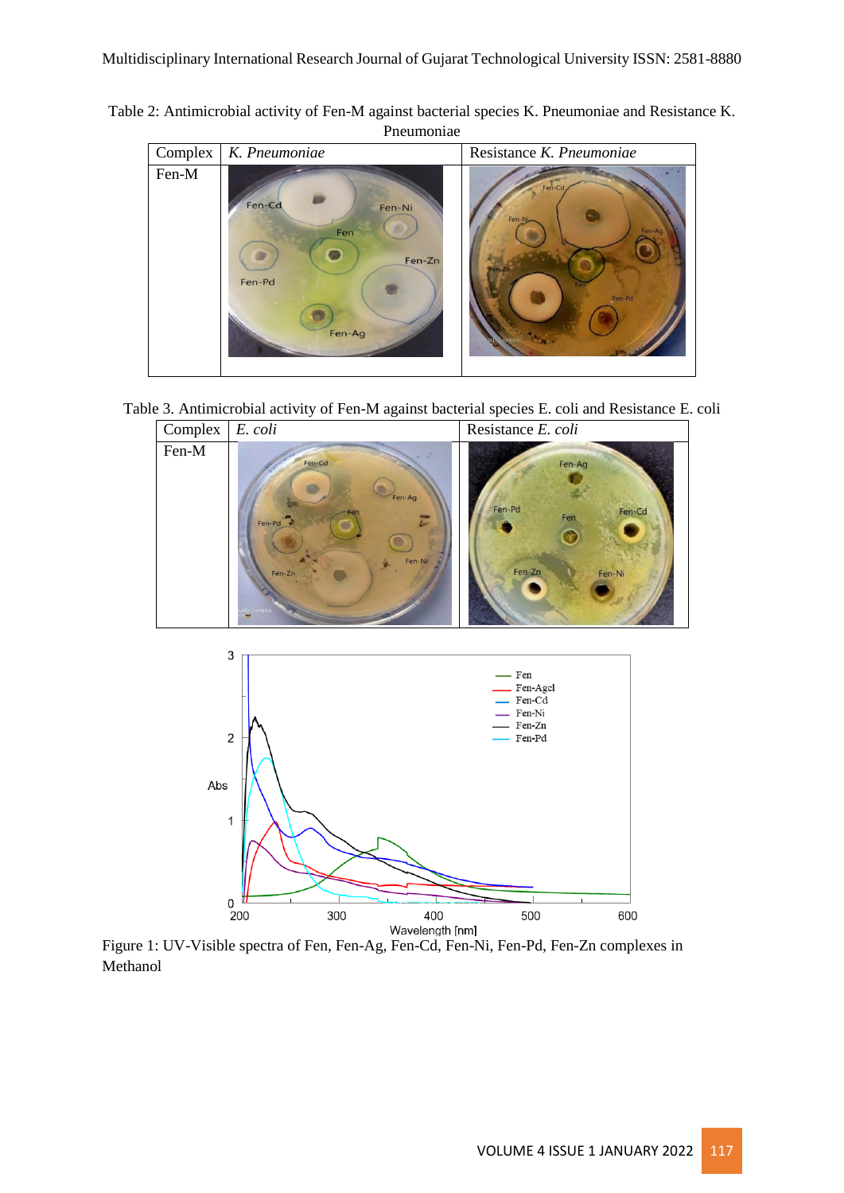Table 2: Antimicrobial activity of Fen-M against bacterial species K. Pneumoniae and Resistance K. Pneumoniae

| Complex | *K. Pneumoniae* | Resistance *K. Pneumoniae* |
|---|---|---|
| Fen-M | | |

Table 3. Antimicrobial activity of Fen-M against bacterial species E. coli and Resistance E. coli

| Complex | *E. coli* | Resistance *E. coli* |
|---|---|---|
| Fen-M | | |

Figure 1: UV-Visible spectra of Fen, Fen-Ag, Fen-Cd, Fen-Ni, Fen-Pd, Fen-Zn complexes in Methanol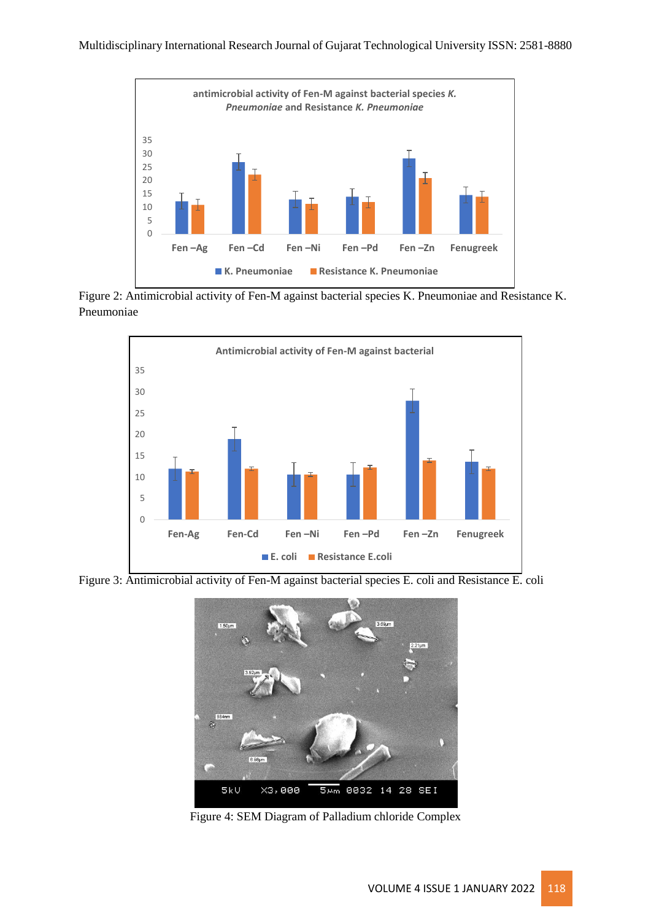Figure 2: Antimicrobial activity of Fen-M against bacterial species K. Pneumoniae and Resistance K. Pneumoniae

Figure 3: Antimicrobial activity of Fen-M against bacterial species E. coli and Resistance E. coli

Figure 4: SEM Diagram of Palladium chloride Complex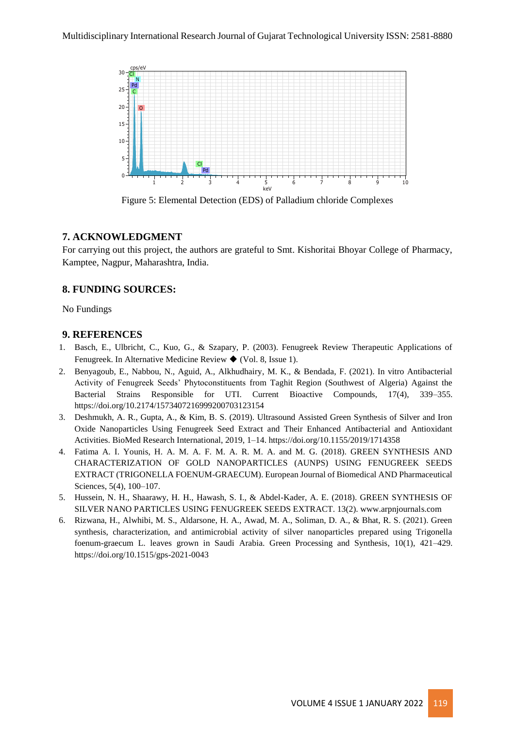cps/eV

30
25
20
15
10
5
0

Cl
N
Pd
C
O
Cl
Pd

1 2 3 4 5 6 7 8 9 10

keV

Figure 5: Elemental Detection (EDS) of Palladium chloride Complexes

## 7. ACKNOWLEDGMENT

For carrying out this project, the authors are grateful to Smt. Kishoritai Bhoyar College of Pharmacy, Kamptee, Nagpur, Maharashtra, India.

## 8. FUNDING SOURCES:

No Fundings

## 9. REFERENCES

1. Basch, E., Ulbricht, C., Kuo, G., & Szapary, P. (2003). Fenugreek Review Therapeutic Applications of Fenugreek. In Alternative Medicine Review ◆ (Vol. 8, Issue 1).
2. Benyagoub, E., Nabbou, N., Aguid, A., Alkhudhairy, M. K., & Bendada, F. (2021). In vitro Antibacterial Activity of Fenugreek Seeds' Phytoconstituents from Taghit Region (Southwest of Algeria) Against the Bacterial Strains Responsible for UTI. Current Bioactive Compounds, 17(4), 339–355. https://doi.org/10.2174/1573407216999200703123154
3. Deshmukh, A. R., Gupta, A., & Kim, B. S. (2019). Ultrasound Assisted Green Synthesis of Silver and Iron Oxide Nanoparticles Using Fenugreek Seed Extract and Their Enhanced Antibacterial and Antioxidant Activities. BioMed Research International, 2019, 1–14. https://doi.org/10.1155/2019/1714358
4. Fatima A. I. Younis, H. A. M. A. F. M. A. R. M. A. and M. G. (2018). GREEN SYNTHESIS AND CHARACTERIZATION OF GOLD NANOPARTICLES (AUNPS) USING FENUGREEK SEEDS EXTRACT (TRIGONELLA FOENUM-GRAECUM). European Journal of Biomedical AND Pharmaceutical Sciences, 5(4), 100–107.
5. Hussein, N. H., Shaarawy, H. H., Hawash, S. I., & Abdel-Kader, A. E. (2018). GREEN SYNTHESIS OF SILVER NANO PARTICLES USING FENUGREEK SEEDS EXTRACT. 13(2). www.arpnjournals.com
6. Rizwana, H., Alwhibi, M. S., Aldarsone, H. A., Awad, M. A., Soliman, D. A., & Bhat, R. S. (2021). Green synthesis, characterization, and antimicrobial activity of silver nanoparticles prepared using Trigonella foenum-graecum L. leaves grown in Saudi Arabia. Green Processing and Synthesis, 10(1), 421–429. https://doi.org/10.1515/gps-2021-0043